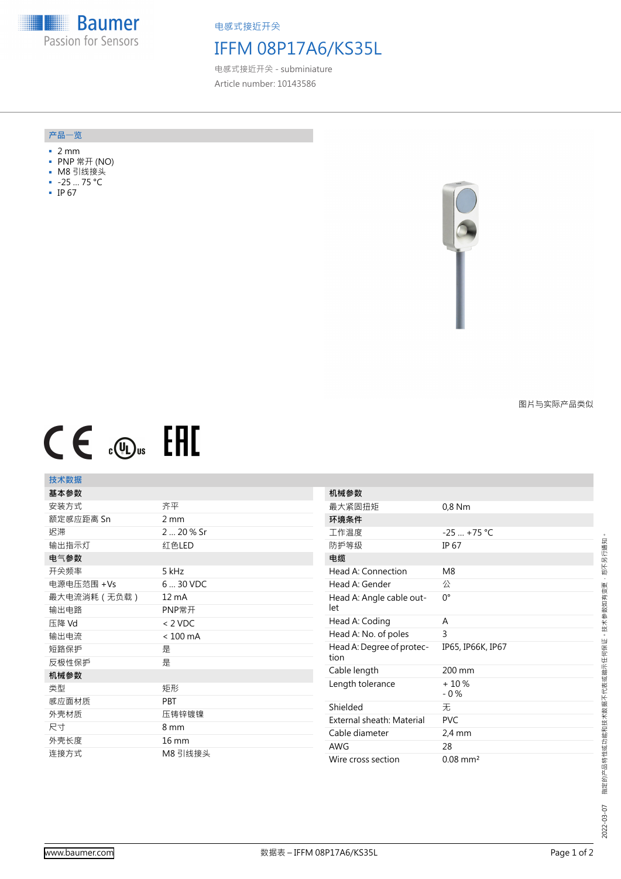电感式接近开关

# IFFM 08P17A6/KS35L

电感式接近开关 - subminiature

Article number: 10143586

## 产品一览

- 2 mm
- PNP 常开 (NO)
- M8 引线接头
- -25 ... 75 °C
- IP 67

图片与实际产品类似

## 技术数据

| 基本参数 | |
|---|---|
| 安装方式 | 齐平 |
| 额定感应距离 Sn | 2 mm |
| 迟滞 | 2 ... 20 % Sr |
| 输出指示灯 | 红色LED |
| **电气参数** | |
| 开关频率 | 5 kHz |
| 电源电压范围 +Vs | 6 ... 30 VDC |
| 最大电流消耗（无负载） | 12 mA |
| 输出电路 | PNP常开 |
| 压降 Vd | < 2 VDC |
| 输出电流 | < 100 mA |
| 短路保护 | 是 |
| 反极性保护 | 是 |
| **机械参数** | |
| 类型 | 矩形 |
| 感应面材质 | PBT |
| 外壳材质 | 压铸锌镀镍 |
| 尺寸 | 8 mm |
| 外壳长度 | 16 mm |
| 连接方式 | M8 引线接头 |

| 机械参数 | |
|---|---|
| 最大紧固扭矩 | 0,8 Nm |
| **环境条件** | |
| 工作温度 | -25 ... +75 °C |
| 防护等级 | IP 67 |
| **电缆** | |
| Head A: Connection | M8 |
| Head A: Gender | 公 |
| Head A: Angle cable outlet | 0° |
| Head A: Coding | A |
| Head A: No. of poles | 3 |
| Head A: Degree of protection | IP65, IP66K, IP67 |
| Cable length | 200 mm |
| Length tolerance | + 10 %<br>- 0 % |
| Shielded | 无 |
| External sheath: Material | PVC |
| Cable diameter | 2,4 mm |
| AWG | 28 |
| Wire cross section | 0.08 mm² |

指定的产品特性或功能和技术数据不代表或暗示任何保证。技术参数如有变更，恕不另行通知。 2022-03-07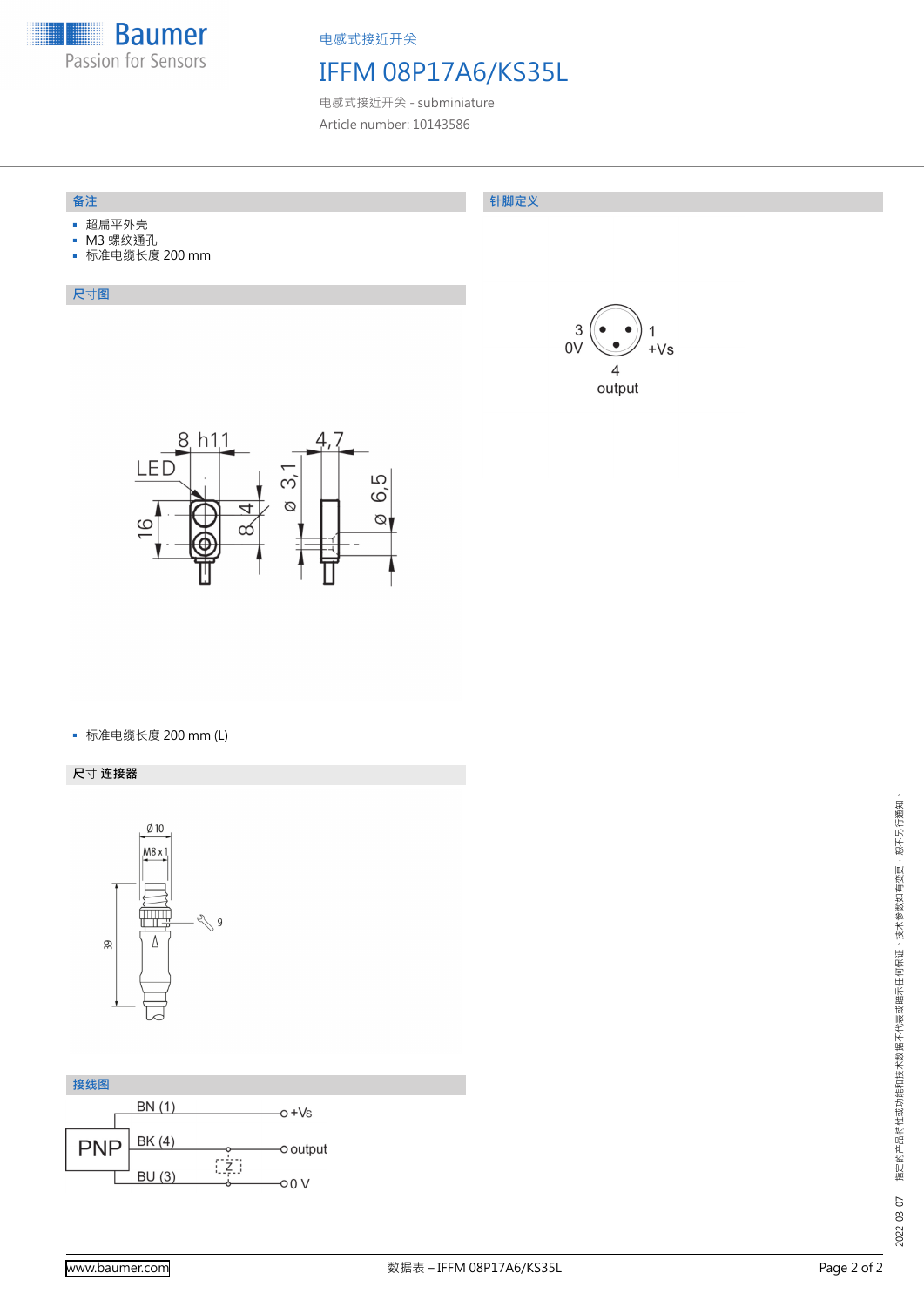电感式接近开关

# IFFM 08P17A6/KS35L

电感式接近开关 - subminiature

Article number: 10143586

## 备注

- 超扁平外壳
- M3 螺纹通孔
- 标准电缆长度 200 mm

## 尺寸图

8 h11
LED
16
8,4
ø 3,1
4,7
ø 6,5

- 标准电缆长度 200 mm (L)

## 尺寸 连接器

Ø 10
M8 x 1
39
9

## 接线图

PNP
BN (1) +Vs
BK (4) output
Z
BU (3) 0 V

## 针脚定义

3
0V
1
+Vs
4
output

2022-03-07 指定的产品特性或功能和技术数据不代表或暗示任何保证。技术参数如有变更，恕不另行通知。